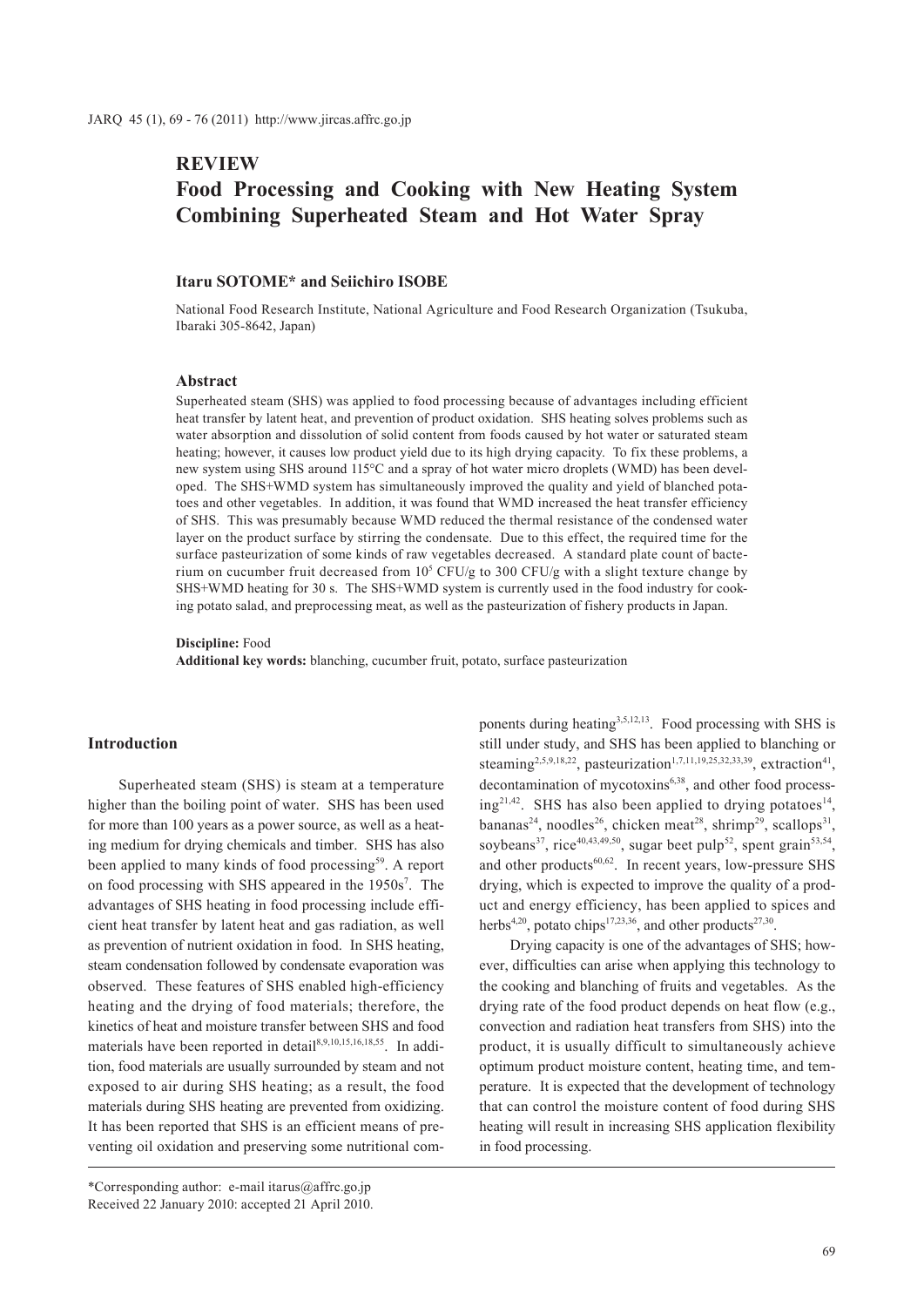## REVIEW

# Food Processing and Cooking with New Heating System Combining Superheated Steam and Hot Water Spray

**Itaru SOTOME* and Seiichiro ISOBE**

National Food Research Institute, National Agriculture and Food Research Organization (Tsukuba, Ibaraki 305-8642, Japan)

### Abstract

Superheated steam (SHS) was applied to food processing because of advantages including efficient heat transfer by latent heat, and prevention of product oxidation. SHS heating solves problems such as water absorption and dissolution of solid content from foods caused by hot water or saturated steam heating; however, it causes low product yield due to its high drying capacity. To fix these problems, a new system using SHS around 115°C and a spray of hot water micro droplets (WMD) has been developed. The SHS+WMD system has simultaneously improved the quality and yield of blanched potatoes and other vegetables. In addition, it was found that WMD increased the heat transfer efficiency of SHS. This was presumably because WMD reduced the thermal resistance of the condensed water layer on the product surface by stirring the condensate. Due to this effect, the required time for the surface pasteurization of some kinds of raw vegetables decreased. A standard plate count of bacterium on cucumber fruit decreased from $10^5$ CFU/g to 300 CFU/g with a slight texture change by SHS+WMD heating for 30 s. The SHS+WMD system is currently used in the food industry for cooking potato salad, and preprocessing meat, as well as the pasteurization of fishery products in Japan.

**Discipline:** Food
**Additional key words:** blanching, cucumber fruit, potato, surface pasteurization

## Introduction

Superheated steam (SHS) is steam at a temperature higher than the boiling point of water. SHS has been used for more than 100 years as a power source, as well as a heating medium for drying chemicals and timber. SHS has also been applied to many kinds of food processing[59]. A report on food processing with SHS appeared in the 1950s[7]. The advantages of SHS heating in food processing include efficient heat transfer by latent heat and gas radiation, as well as prevention of nutrient oxidation in food. In SHS heating, steam condensation followed by condensate evaporation was observed. These features of SHS enabled high-efficiency heating and the drying of food materials; therefore, the kinetics of heat and moisture transfer between SHS and food materials have been reported in detail[8,9,10,15,16,18,55]. In addition, food materials are usually surrounded by steam and not exposed to air during SHS heating; as a result, the food materials during SHS heating are prevented from oxidizing. It has been reported that SHS is an efficient means of preventing oil oxidation and preserving some nutritional components during heating[3,5,12,13]. Food processing with SHS is still under study, and SHS has been applied to blanching or steaming[2,5,9,18,22], pasteurization[1,7,11,19,25,32,33,39], extraction[41], decontamination of mycotoxins[6,38], and other food processing[21,42]. SHS has also been applied to drying potatoes[14], bananas[24], noodles[26], chicken meat[28], shrimp[29], scallops[31], soybeans[37], rice[40,43,49,50], sugar beet pulp[52], spent grain[53,54], and other products[60,62]. In recent years, low-pressure SHS drying, which is expected to improve the quality of a product and energy efficiency, has been applied to spices and herbs[4,20], potato chips[17,23,36], and other products[27,30].

Drying capacity is one of the advantages of SHS; however, difficulties can arise when applying this technology to the cooking and blanching of fruits and vegetables. As the drying rate of the food product depends on heat flow (e.g., convection and radiation heat transfers from SHS) into the product, it is usually difficult to simultaneously achieve optimum product moisture content, heating time, and temperature. It is expected that the development of technology that can control the moisture content of food during SHS heating will result in increasing SHS application flexibility in food processing.

*Corresponding author: e-mail itarus@affrc.go.jp
Received 22 January 2010: accepted 21 April 2010.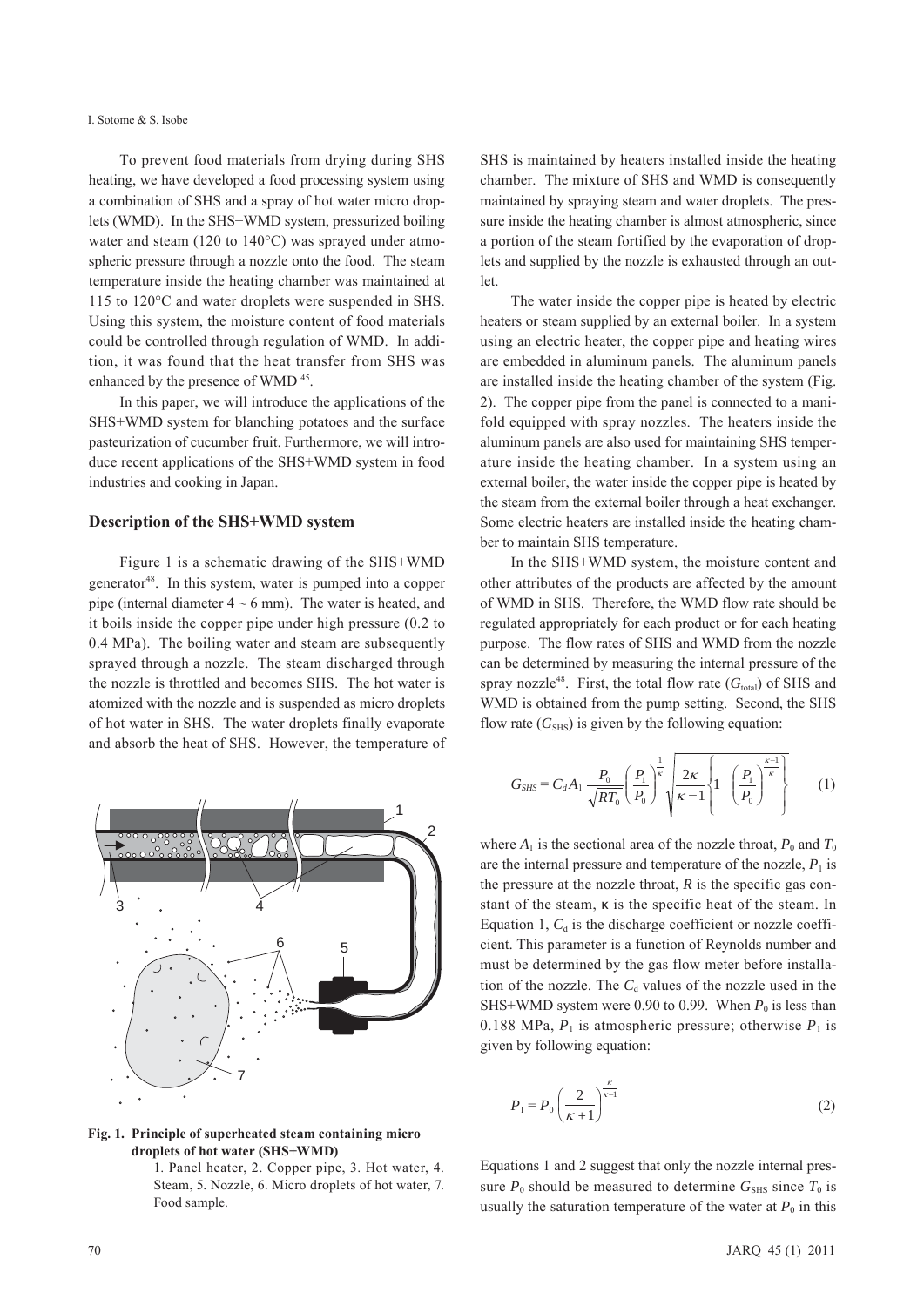To prevent food materials from drying during SHS heating, we have developed a food processing system using a combination of SHS and a spray of hot water micro droplets (WMD). In the SHS+WMD system, pressurized boiling water and steam (120 to 140°C) was sprayed under atmospheric pressure through a nozzle onto the food. The steam temperature inside the heating chamber was maintained at 115 to 120°C and water droplets were suspended in SHS. Using this system, the moisture content of food materials could be controlled through regulation of WMD. In addition, it was found that the heat transfer from SHS was enhanced by the presence of WMD [45].

In this paper, we will introduce the applications of the SHS+WMD system for blanching potatoes and the surface pasteurization of cucumber fruit. Furthermore, we will introduce recent applications of the SHS+WMD system in food industries and cooking in Japan.

### Description of the SHS+WMD system

Figure 1 is a schematic drawing of the SHS+WMD generator[48]. In this system, water is pumped into a copper pipe (internal diameter 4 ~ 6 mm). The water is heated, and it boils inside the copper pipe under high pressure (0.2 to 0.4 MPa). The boiling water and steam are subsequently sprayed through a nozzle. The steam discharged through the nozzle is throttled and becomes SHS. The hot water is atomized with the nozzle and is suspended as micro droplets of hot water in SHS. The water droplets finally evaporate and absorb the heat of SHS. However, the temperature of SHS is maintained by heaters installed inside the heating chamber. The mixture of SHS and WMD is consequently maintained by spraying steam and water droplets. The pressure inside the heating chamber is almost atmospheric, since a portion of the steam fortified by the evaporation of droplets and supplied by the nozzle is exhausted through an outlet.

**Fig. 1. Principle of superheated steam containing micro droplets of hot water (SHS+WMD)**

1. Panel heater, 2. Copper pipe, 3. Hot water, 4. Steam, 5. Nozzle, 6. Micro droplets of hot water, 7. Food sample.

The water inside the copper pipe is heated by electric heaters or steam supplied by an external boiler. In a system using an electric heater, the copper pipe and heating wires are embedded in aluminum panels. The aluminum panels are installed inside the heating chamber of the system (Fig. 2). The copper pipe from the panel is connected to a manifold equipped with spray nozzles. The heaters inside the aluminum panels are also used for maintaining SHS temperature inside the heating chamber. In a system using an external boiler, the water inside the copper pipe is heated by the steam from the external boiler through a heat exchanger. Some electric heaters are installed inside the heating chamber to maintain SHS temperature.

In the SHS+WMD system, the moisture content and other attributes of the products are affected by the amount of WMD in SHS. Therefore, the WMD flow rate should be regulated appropriately for each product or for each heating purpose. The flow rates of SHS and WMD from the nozzle can be determined by measuring the internal pressure of the spray nozzle[48]. First, the total flow rate ($G_{total}$) of SHS and WMD is obtained from the pump setting. Second, the SHS flow rate ($G_{SHS}$) is given by the following equation:

$$G_{SHS} = C_d A_1 \frac{P_0}{\sqrt{RT_0}} \left(\frac{P_1}{P_0}\right)^{\frac{1}{\kappa}} \sqrt{\frac{2\kappa}{\kappa - 1}\left\{1 - \left(\frac{P_1}{P_0}\right)^{\frac{\kappa-1}{\kappa}}\right\}} \qquad (1)$$

where $A_1$ is the sectional area of the nozzle throat, $P_0$ and $T_0$ are the internal pressure and temperature of the nozzle, $P_1$ is the pressure at the nozzle throat, $R$ is the specific gas constant of the steam, $\kappa$ is the specific heat of the steam. In Equation 1, $C_d$ is the discharge coefficient or nozzle coefficient. This parameter is a function of Reynolds number and must be determined by the gas flow meter before installation of the nozzle. The $C_d$ values of the nozzle used in the SHS+WMD system were 0.90 to 0.99. When $P_0$ is less than 0.188 MPa, $P_1$ is atmospheric pressure; otherwise $P_1$ is given by following equation:

$$P_1 = P_0 \left(\frac{2}{\kappa + 1}\right)^{\frac{\kappa}{\kappa-1}} \qquad (2)$$

Equations 1 and 2 suggest that only the nozzle internal pressure $P_0$ should be measured to determine $G_{SHS}$ since $T_0$ is usually the saturation temperature of the water at $P_0$ in this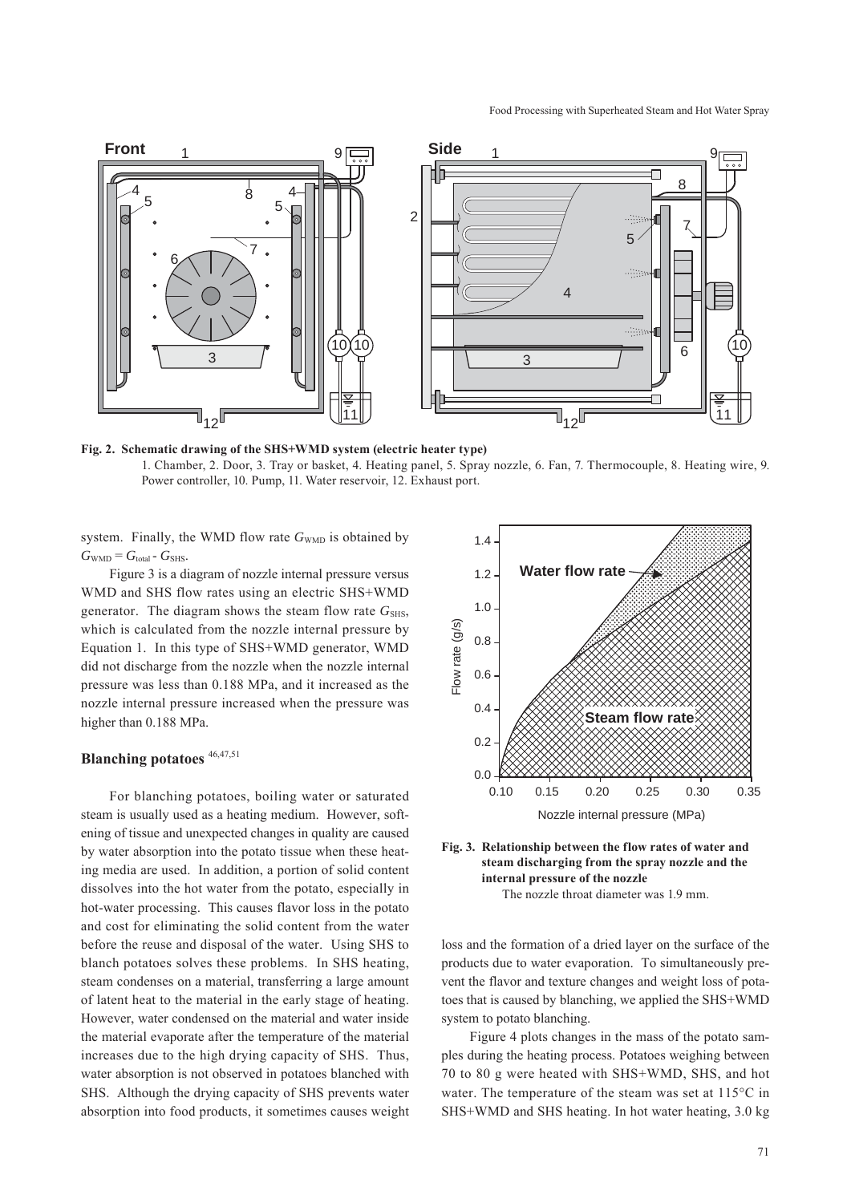**Fig. 2. Schematic drawing of the SHS+WMD system (electric heater type)**

1. Chamber, 2. Door, 3. Tray or basket, 4. Heating panel, 5. Spray nozzle, 6. Fan, 7. Thermocouple, 8. Heating wire, 9. Power controller, 10. Pump, 11. Water reservoir, 12. Exhaust port.

system. Finally, the WMD flow rate $G_{WMD}$ is obtained by $G_{WMD} = G_{total} - G_{SHS}$.

Figure 3 is a diagram of nozzle internal pressure versus WMD and SHS flow rates using an electric SHS+WMD generator. The diagram shows the steam flow rate $G_{SHS}$, which is calculated from the nozzle internal pressure by Equation 1. In this type of SHS+WMD generator, WMD did not discharge from the nozzle when the nozzle internal pressure was less than 0.188 MPa, and it increased as the nozzle internal pressure increased when the pressure was higher than 0.188 MPa.

## Blanching potatoes [46,47,51]

For blanching potatoes, boiling water or saturated steam is usually used as a heating medium. However, softening of tissue and unexpected changes in quality are caused by water absorption into the potato tissue when these heating media are used. In addition, a portion of solid content dissolves into the hot water from the potato, especially in hot-water processing. This causes flavor loss in the potato and cost for eliminating the solid content from the water before the reuse and disposal of the water. Using SHS to blanch potatoes solves these problems. In SHS heating, steam condenses on a material, transferring a large amount of latent heat to the material in the early stage of heating. However, water condensed on the material and water inside the material evaporate after the temperature of the material increases due to the high drying capacity of SHS. Thus, water absorption is not observed in potatoes blanched with SHS. Although the drying capacity of SHS prevents water absorption into food products, it sometimes causes weight loss and the formation of a dried layer on the surface of the products due to water evaporation. To simultaneously prevent the flavor and texture changes and weight loss of potatoes that is caused by blanching, we applied the SHS+WMD system to potato blanching.

**Fig. 3. Relationship between the flow rates of water and steam discharging from the spray nozzle and the internal pressure of the nozzle**

The nozzle throat diameter was 1.9 mm.

Figure 4 plots changes in the mass of the potato samples during the heating process. Potatoes weighing between 70 to 80 g were heated with SHS+WMD, SHS, and hot water. The temperature of the steam was set at 115°C in SHS+WMD and SHS heating. In hot water heating, 3.0 kg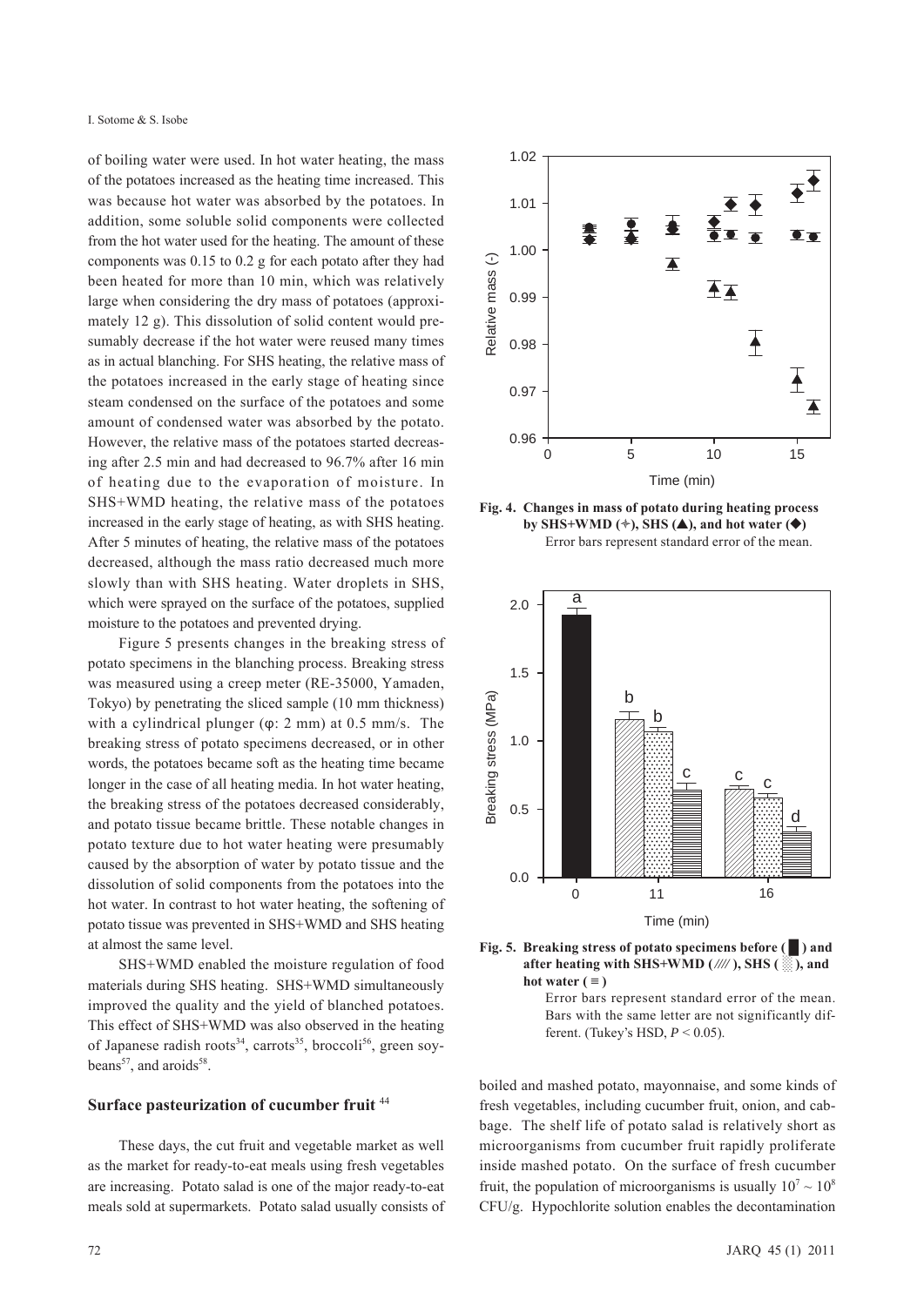of boiling water were used. In hot water heating, the mass of the potatoes increased as the heating time increased. This was because hot water was absorbed by the potatoes. In addition, some soluble solid components were collected from the hot water used for the heating. The amount of these components was 0.15 to 0.2 g for each potato after they had been heated for more than 10 min, which was relatively large when considering the dry mass of potatoes (approximately 12 g). This dissolution of solid content would presumably decrease if the hot water were reused many times as in actual blanching. For SHS heating, the relative mass of the potatoes increased in the early stage of heating since steam condensed on the surface of the potatoes and some amount of condensed water was absorbed by the potato. However, the relative mass of the potatoes started decreasing after 2.5 min and had decreased to 96.7% after 16 min of heating due to the evaporation of moisture. In SHS+WMD heating, the relative mass of the potatoes increased in the early stage of heating, as with SHS heating. After 5 minutes of heating, the relative mass of the potatoes decreased, although the mass ratio decreased much more slowly than with SHS heating. Water droplets in SHS, which were sprayed on the surface of the potatoes, supplied moisture to the potatoes and prevented drying.

**Fig. 4. Changes in mass of potato during heating process by SHS+WMD (●), SHS (▲), and hot water (◆)**
Error bars represent standard error of the mean.

Figure 5 presents changes in the breaking stress of potato specimens in the blanching process. Breaking stress was measured using a creep meter (RE-35000, Yamaden, Tokyo) by penetrating the sliced sample (10 mm thickness) with a cylindrical plunger (φ: 2 mm) at 0.5 mm/s. The breaking stress of potato specimens decreased, or in other words, the potatoes became soft as the heating time became longer in the case of all heating media. In hot water heating, the breaking stress of the potatoes decreased considerably, and potato tissue became brittle. These notable changes in potato texture due to hot water heating were presumably caused by the absorption of water by potato tissue and the dissolution of solid components from the potatoes into the hot water. In contrast to hot water heating, the softening of potato tissue was prevented in SHS+WMD and SHS heating at almost the same level.

**Fig. 5. Breaking stress of potato specimens before (█) and after heating with SHS+WMD (////), SHS (░), and hot water (≡)**
Error bars represent standard error of the mean. Bars with the same letter are not significantly different. (Tukey's HSD, $P < 0.05$).

SHS+WMD enabled the moisture regulation of food materials during SHS heating. SHS+WMD simultaneously improved the quality and the yield of blanched potatoes. This effect of SHS+WMD was also observed in the heating of Japanese radish roots[34], carrots[35], broccoli[56], green soybeans[57], and aroids[58].

## Surface pasteurization of cucumber fruit [44]

These days, the cut fruit and vegetable market as well as the market for ready-to-eat meals using fresh vegetables are increasing. Potato salad is one of the major ready-to-eat meals sold at supermarkets. Potato salad usually consists of boiled and mashed potato, mayonnaise, and some kinds of fresh vegetables, including cucumber fruit, onion, and cabbage. The shelf life of potato salad is relatively short as microorganisms from cucumber fruit rapidly proliferate inside mashed potato. On the surface of fresh cucumber fruit, the population of microorganisms is usually $10^7 \sim 10^8$ CFU/g. Hypochlorite solution enables the decontamination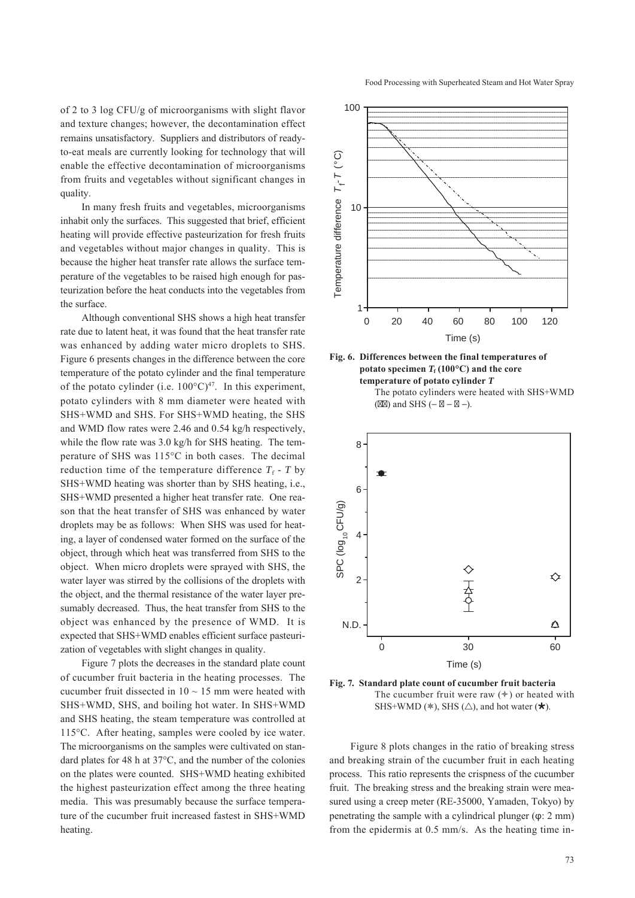of 2 to 3 log CFU/g of microorganisms with slight flavor and texture changes; however, the decontamination effect remains unsatisfactory. Suppliers and distributors of ready-to-eat meals are currently looking for technology that will enable the effective decontamination of microorganisms from fruits and vegetables without significant changes in quality.

In many fresh fruits and vegetables, microorganisms inhabit only the surfaces. This suggested that brief, efficient heating will provide effective pasteurization for fresh fruits and vegetables without major changes in quality. This is because the higher heat transfer rate allows the surface temperature of the vegetables to be raised high enough for pasteurization before the heat conducts into the vegetables from the surface.

Although conventional SHS shows a high heat transfer rate due to latent heat, it was found that the heat transfer rate was enhanced by adding water micro droplets to SHS. Figure 6 presents changes in the difference between the core temperature of the potato cylinder and the final temperature of the potato cylinder (i.e. 100°C)[47]. In this experiment, potato cylinders with 8 mm diameter were heated with SHS+WMD and SHS. For SHS+WMD heating, the SHS and WMD flow rates were 2.46 and 0.54 kg/h respectively, while the flow rate was 3.0 kg/h for SHS heating. The temperature of SHS was 115°C in both cases. The decimal reduction time of the temperature difference $T_f$ - $T$ by SHS+WMD heating was shorter than by SHS heating, i.e., SHS+WMD presented a higher heat transfer rate. One reason that the heat transfer of SHS was enhanced by water droplets may be as follows: When SHS was used for heating, a layer of condensed water formed on the surface of the object, through which heat was transferred from SHS to the object. When micro droplets were sprayed with SHS, the water layer was stirred by the collisions of the droplets with the object, and the thermal resistance of the water layer presumably decreased. Thus, the heat transfer from SHS to the object was enhanced by the presence of WMD. It is expected that SHS+WMD enables efficient surface pasteurization of vegetables with slight changes in quality.

Figure 7 plots the decreases in the standard plate count of cucumber fruit bacteria in the heating processes. The cucumber fruit dissected in 10 ~ 15 mm were heated with SHS+WMD, SHS, and boiling hot water. In SHS+WMD and SHS heating, the steam temperature was controlled at 115°C. After heating, samples were cooled by ice water. The microorganisms on the samples were cultivated on standard plates for 48 h at 37°C, and the number of the colonies on the plates were counted. SHS+WMD heating exhibited the highest pasteurization effect among the three heating media. This was presumably because the surface temperature of the cucumber fruit increased fastest in SHS+WMD heating.

**Fig. 6. Differences between the final temperatures of potato specimen $T_f$ (100°C) and the core temperature of potato cylinder $T$**

The potato cylinders were heated with SHS+WMD (—) and SHS (– - –).

**Fig. 7. Standard plate count of cucumber fruit bacteria**

The cucumber fruit were raw (✦) or heated with SHS+WMD (✱), SHS (△), and hot water (★).

Figure 8 plots changes in the ratio of breaking stress and breaking strain of the cucumber fruit in each heating process. This ratio represents the crispness of the cucumber fruit. The breaking stress and the breaking strain were measured using a creep meter (RE-35000, Yamaden, Tokyo) by penetrating the sample with a cylindrical plunger (φ: 2 mm) from the epidermis at 0.5 mm/s. As the heating time in-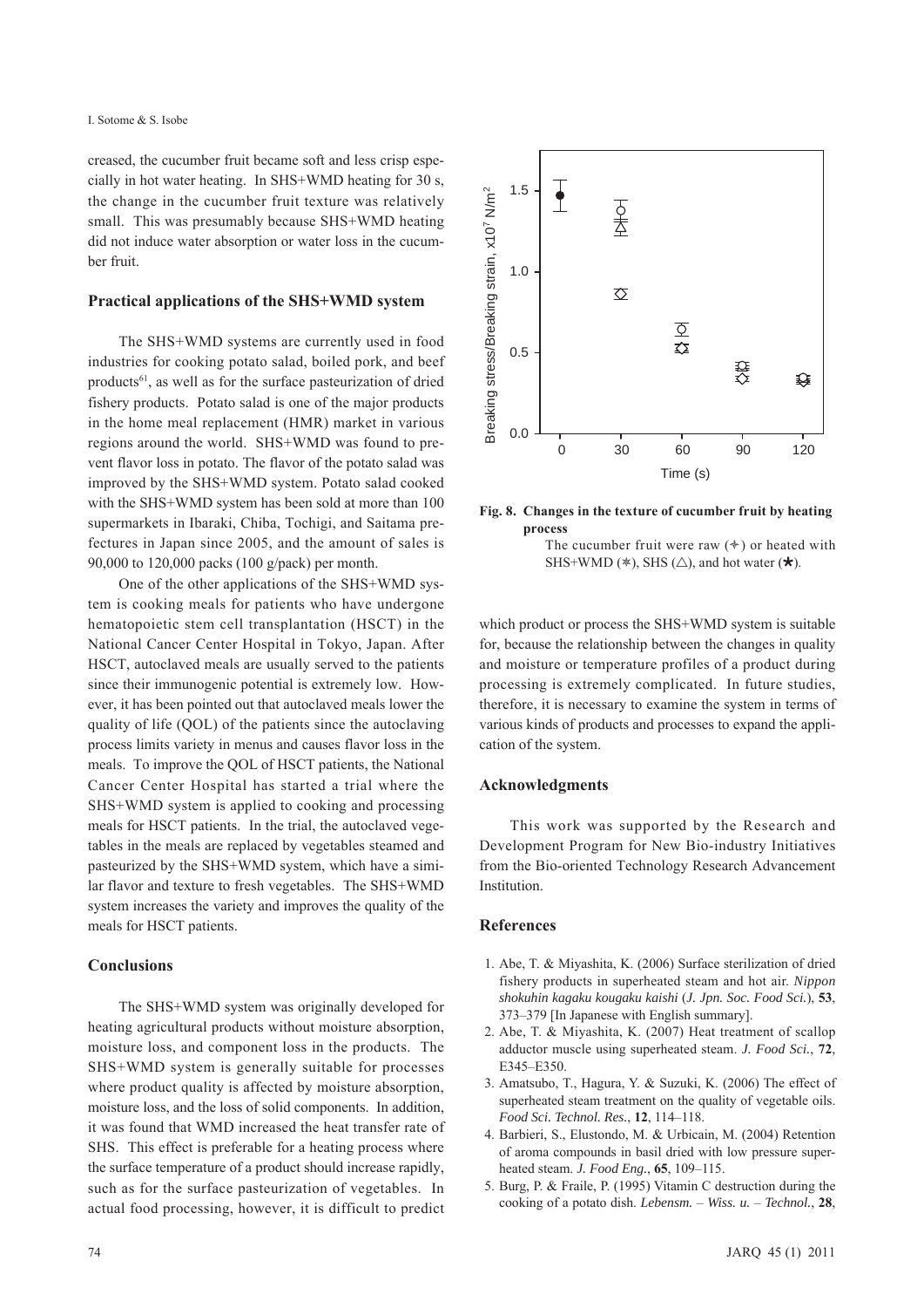creased, the cucumber fruit became soft and less crisp especially in hot water heating. In SHS+WMD heating for 30 s, the change in the cucumber fruit texture was relatively small. This was presumably because SHS+WMD heating did not induce water absorption or water loss in the cucumber fruit.

### Practical applications of the SHS+WMD system

The SHS+WMD systems are currently used in food industries for cooking potato salad, boiled pork, and beef products[61], as well as for the surface pasteurization of dried fishery products. Potato salad is one of the major products in the home meal replacement (HMR) market in various regions around the world. SHS+WMD was found to prevent flavor loss in potato. The flavor of the potato salad was improved by the SHS+WMD system. Potato salad cooked with the SHS+WMD system has been sold at more than 100 supermarkets in Ibaraki, Chiba, Tochigi, and Saitama prefectures in Japan since 2005, and the amount of sales is 90,000 to 120,000 packs (100 g/pack) per month.

One of the other applications of the SHS+WMD system is cooking meals for patients who have undergone hematopoietic stem cell transplantation (HSCT) in the National Cancer Center Hospital in Tokyo, Japan. After HSCT, autoclaved meals are usually served to the patients since their immunogenic potential is extremely low. However, it has been pointed out that autoclaved meals lower the quality of life (QOL) of the patients since the autoclaving process limits variety in menus and causes flavor loss in the meals. To improve the QOL of HSCT patients, the National Cancer Center Hospital has started a trial where the SHS+WMD system is applied to cooking and processing meals for HSCT patients. In the trial, the autoclaved vegetables in the meals are replaced by vegetables steamed and pasteurized by the SHS+WMD system, which have a similar flavor and texture to fresh vegetables. The SHS+WMD system increases the variety and improves the quality of the meals for HSCT patients.

### Conclusions

The SHS+WMD system was originally developed for heating agricultural products without moisture absorption, moisture loss, and component loss in the products. The SHS+WMD system is generally suitable for processes where product quality is affected by moisture absorption, moisture loss, and the loss of solid components. In addition, it was found that WMD increased the heat transfer rate of SHS. This effect is preferable for a heating process where the surface temperature of a product should increase rapidly, such as for the surface pasteurization of vegetables. In actual food processing, however, it is difficult to predict which product or process the SHS+WMD system is suitable for, because the relationship between the changes in quality and moisture or temperature profiles of a product during processing is extremely complicated. In future studies, therefore, it is necessary to examine the system in terms of various kinds of products and processes to expand the application of the system.

**Fig. 8. Changes in the texture of cucumber fruit by heating process**

The cucumber fruit were raw (●) or heated with SHS+WMD (○), SHS (△), and hot water (▽).

### Acknowledgments

This work was supported by the Research and Development Program for New Bio-industry Initiatives from the Bio-oriented Technology Research Advancement Institution.

### References

1. Abe, T. & Miyashita, K. (2006) Surface sterilization of dried fishery products in superheated steam and hot air. *Nippon shokuhin kagaku kougaku kaishi* (*J. Jpn. Soc. Food Sci.*), **53**, 373–379 [In Japanese with English summary].
2. Abe, T. & Miyashita, K. (2007) Heat treatment of scallop adductor muscle using superheated steam. *J. Food Sci.*, **72**, E345–E350.
3. Amatsubo, T., Hagura, Y. & Suzuki, K. (2006) The effect of superheated steam treatment on the quality of vegetable oils. *Food Sci. Technol. Res.*, **12**, 114–118.
4. Barbieri, S., Elustondo, M. & Urbicain, M. (2004) Retention of aroma compounds in basil dried with low pressure superheated steam. *J. Food Eng.*, **65**, 109–115.
5. Burg, P. & Fraile, P. (1995) Vitamin C destruction during the cooking of a potato dish. *Lebensm. – Wiss. u. – Technol.*, **28**,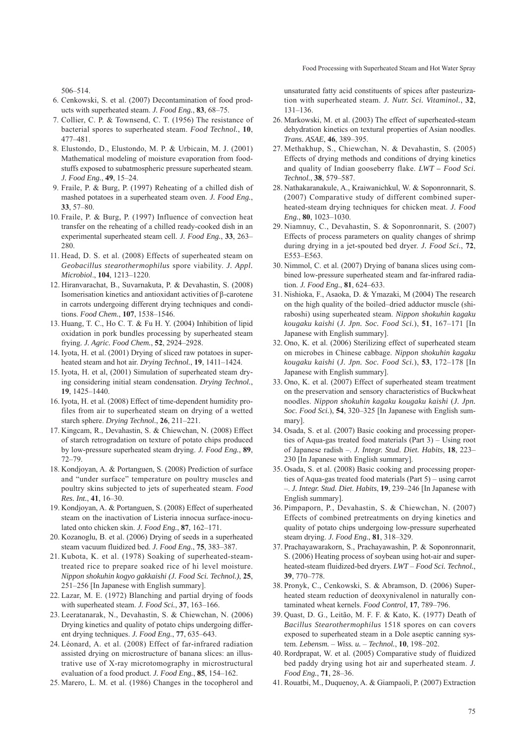506–514.

6. Cenkowski, S. et al. (2007) Decontamination of food products with superheated steam. *J. Food Eng.*, **83**, 68–75.
7. Collier, C. P. & Townsend, C. T. (1956) The resistance of bacterial spores to superheated steam. *Food Technol.*, **10**, 477–481.
8. Elustondo, D., Elustondo, M. P. & Urbicain, M. J. (2001) Mathematical modeling of moisture evaporation from foodstuffs exposed to subatmospheric pressure superheated steam. *J. Food Eng.*, **49**, 15–24.
9. Fraile, P. & Burg, P. (1997) Reheating of a chilled dish of mashed potatoes in a superheated steam oven. *J. Food Eng.*, **33**, 57–80.
10. Fraile, P. & Burg, P. (1997) Influence of convection heat transfer on the reheating of a chilled ready-cooked dish in an experimental superheated steam cell. *J. Food Eng.*, **33**, 263–280.
11. Head, D. S. et al. (2008) Effects of superheated steam on *Geobacillus stearothermophilus* spore viability. *J. Appl. Microbiol*., **104**, 1213–1220.
12. Hiranvarachat, B., Suvarnakuta, P. & Devahastin, S. (2008) Isomerisation kinetics and antioxidant activities of β-carotene in carrots undergoing different drying techniques and conditions. *Food Chem.*, **107**, 1538–1546.
13. Huang, T. C., Ho C. T. & Fu H. Y. (2004) Inhibition of lipid oxidation in pork bundles processing by superheated steam frying. *J. Agric. Food Chem.*, **52**, 2924–2928.
14. Iyota, H. et al. (2001) Drying of sliced raw potatoes in superheated steam and hot air. *Drying Technol.*, **19**, 1411–1424.
15. Iyota, H. et al, (2001) Simulation of superheated steam drying considering initial steam condensation. *Drying Technol.*, **19**, 1425–1440.
16. Iyota, H. et al. (2008) Effect of time-dependent humidity profiles from air to superheated steam on drying of a wetted starch sphere. *Drying Technol.*, **26**, 211–221.
17. Kingcam, R., Devahastin, S. & Chiewchan, N. (2008) Effect of starch retrogradation on texture of potato chips produced by low-pressure superheated steam drying. *J. Food Eng.*, **89**, 72–79.
18. Kondjoyan, A. & Portanguen, S. (2008) Prediction of surface and "under surface" temperature on poultry muscles and poultry skins subjected to jets of superheated steam. *Food Res. Int.*, **41**, 16–30.
19. Kondjoyan, A. & Portanguen, S. (2008) Effect of superheated steam on the inactivation of Listeria innocua surface-inoculated onto chicken skin. *J. Food Eng.*, **87**, 162–171.
20. Kozanoglu, B. et al. (2006) Drying of seeds in a superheated steam vacuum fluidized bed. *J. Food Eng.*, **75**, 383–387.
21. Kubota, K. et al. (1978) Soaking of superheated-steam-treated rice to prepare soaked rice of hi level moisture. *Nippon shokuhin kogyo gakkaishi (J. Food Sci. Technol.)*, **25**, 251–256 [In Japanese with English summary].
22. Lazar, M. E. (1972) Blanching and partial drying of foods with superheated steam. *J. Food Sci.*, **37**, 163–166.
23. Leeratanarak, N., Devahastin, S. & Chiewchan, N. (2006) Drying kinetics and quality of potato chips undergoing different drying techniques. *J. Food Eng.*, **77**, 635–643.
24. Léonard, A. et al. (2008) Effect of far-infrared radiation assisted drying on microstructure of banana slices: an illustrative use of X-ray microtomography in microstructural evaluation of a food product. *J. Food Eng.*, **85**, 154–162.
25. Marero, L. M. et al. (1986) Changes in the tocopherol and unsaturated fatty acid constituents of spices after pasteurization with superheated steam. *J. Nutr. Sci. Vitaminol.*, **32**, 131–136.
26. Markowski, M. et al. (2003) The effect of superheated-steam dehydration kinetics on textural properties of Asian noodles. *Trans. ASAE*, **46**, 389–395.
27. Methakhup, S., Chiewchan, N. & Devahastin, S. (2005) Effects of drying methods and conditions of drying kinetics and quality of Indian gooseberry flake. *LWT – Food Sci. Technol.*, **38**, 579–587.
28. Nathakaranakule, A., Kraiwanichkul, W. & Soponronnarit, S. (2007) Comparative study of different combined superheated-steam drying techniques for chicken meat. *J. Food Eng.*, **80**, 1023–1030.
29. Niamnuy, C., Devahastin, S. & Soponronnarit, S. (2007) Effects of process parameters on quality changes of shrimp during drying in a jet-spouted bed dryer. *J. Food Sci.*, **72**, E553–E563.
30. Nimmol, C. et al. (2007) Drying of banana slices using combined low-pressure superheated steam and far-infrared radiation. *J. Food Eng.*, **81**, 624–633.
31. Nishioka, F., Asaoka, D. & Ymazaki, M (2004) The research on the high quality of the boiled–dried adductor muscle (shiraboshi) using superheated steam. *Nippon shokuhin kagaku kougaku kaishi* (*J. Jpn. Soc. Food Sci.*), **51**, 167–171 [In Japanese with English summary].
32. Ono, K. et al. (2006) Sterilizing effect of superheated steam on microbes in Chinese cabbage. *Nippon shokuhin kagaku kougaku kaishi* (*J. Jpn. Soc. Food Sci.*), **53**, 172–178 [In Japanese with English summary].
33. Ono, K. et al. (2007) Effect of superheated steam treatment on the preservation and sensory characteristics of Buckwheat noodles. *Nippon shokuhin kagaku kougaku kaishi* (*J. Jpn. Soc. Food Sci.*), **54**, 320–325 [In Japanese with English summary].
34. Osada, S. et al. (2007) Basic cooking and processing properties of Aqua-gas treated food materials (Part 3) – Using root of Japanese radish –. *J. Integr. Stud. Diet. Habits*, **18**, 223–230 [In Japanese with English summary].
35. Osada, S. et al. (2008) Basic cooking and processing properties of Aqua-gas treated food materials (Part 5) – using carrot –. *J. Integr. Stud. Diet. Habits*, **19**, 239–246 [In Japanese with English summary].
36. Pimpaporn, P., Devahastin, S. & Chiewchan, N. (2007) Effects of combined pretreatments on drying kinetics and quality of potato chips undergoing low-pressure superheated steam drying. *J. Food Eng.*, **81**, 318–329.
37. Prachayawarakorn, S., Prachayawashin, P. & Soponronnarit, S. (2006) Heating process of soybean using hot-air and superheated-steam fluidized-bed dryers. *LWT – Food Sci. Technol.*, **39**, 770–778.
38. Pronyk, C., Cenkowski, S. & Abramson, D. (2006) Superheated steam reduction of deoxynivalenol in naturally contaminated wheat kernels. *Food Control*, **17**, 789–796.
39. Quast, D. G., Leitão, M. F. F. & Kato, K. (1977) Death of *Bacillus Stearothermophilus* 1518 spores on can covers exposed to superheated steam in a Dole aseptic canning system. *Lebensm. – Wiss. u. – Technol.*, **10**, 198–202.
40. Rordprapat, W. et al. (2005) Comparative study of fluidized bed paddy drying using hot air and superheated steam. *J. Food Eng.*, **71**, 28–36.
41. Rouatbi, M., Duquenoy, A. & Giampaoli, P. (2007) Extraction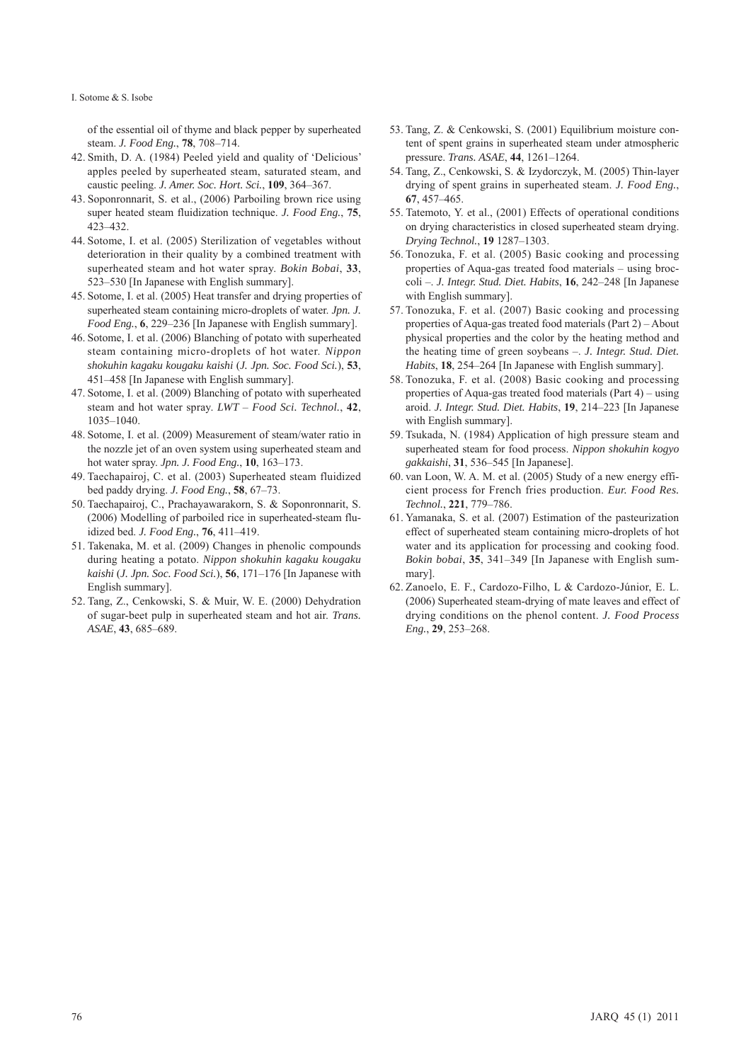of the essential oil of thyme and black pepper by superheated steam. *J. Food Eng.*, **78**, 708–714.

42. Smith, D. A. (1984) Peeled yield and quality of 'Delicious' apples peeled by superheated steam, saturated steam, and caustic peeling. *J. Amer. Soc. Hort. Sci.*, **109**, 364–367.
43. Soponronnarit, S. et al., (2006) Parboiling brown rice using super heated steam fluidization technique. *J. Food Eng.*, **75**, 423–432.
44. Sotome, I. et al. (2005) Sterilization of vegetables without deterioration in their quality by a combined treatment with superheated steam and hot water spray. *Bokin Bobai*, **33**, 523–530 [In Japanese with English summary].
45. Sotome, I. et al. (2005) Heat transfer and drying properties of superheated steam containing micro-droplets of water. *Jpn. J. Food Eng.*, **6**, 229–236 [In Japanese with English summary].
46. Sotome, I. et al. (2006) Blanching of potato with superheated steam containing micro-droplets of hot water. *Nippon shokuhin kagaku kougaku kaishi* (*J. Jpn. Soc. Food Sci.*), **53**, 451–458 [In Japanese with English summary].
47. Sotome, I. et al. (2009) Blanching of potato with superheated steam and hot water spray. *LWT – Food Sci. Technol.*, **42**, 1035–1040.
48. Sotome, I. et al. (2009) Measurement of steam/water ratio in the nozzle jet of an oven system using superheated steam and hot water spray. *Jpn. J. Food Eng.*, **10**, 163–173.
49. Taechapairoj, C. et al. (2003) Superheated steam fluidized bed paddy drying. *J. Food Eng.*, **58**, 67–73.
50. Taechapairoj, C., Prachayawarakorn, S. & Soponronnarit, S. (2006) Modelling of parboiled rice in superheated-steam fluidized bed. *J. Food Eng.*, **76**, 411–419.
51. Takenaka, M. et al. (2009) Changes in phenolic compounds during heating a potato. *Nippon shokuhin kagaku kougaku kaishi* (*J. Jpn. Soc. Food Sci.*), **56**, 171–176 [In Japanese with English summary].
52. Tang, Z., Cenkowski, S. & Muir, W. E. (2000) Dehydration of sugar-beet pulp in superheated steam and hot air. *Trans. ASAE*, **43**, 685–689.
53. Tang, Z. & Cenkowski, S. (2001) Equilibrium moisture content of spent grains in superheated steam under atmospheric pressure. *Trans. ASAE*, **44**, 1261–1264.
54. Tang, Z., Cenkowski, S. & Izydorczyk, M. (2005) Thin-layer drying of spent grains in superheated steam. *J. Food Eng.*, **67**, 457–465.
55. Tatemoto, Y. et al., (2001) Effects of operational conditions on drying characteristics in closed superheated steam drying. *Drying Technol.*, **19** 1287–1303.
56. Tonozuka, F. et al. (2005) Basic cooking and processing properties of Aqua-gas treated food materials – using broccoli –. *J. Integr. Stud. Diet. Habits*, **16**, 242–248 [In Japanese with English summary].
57. Tonozuka, F. et al. (2007) Basic cooking and processing properties of Aqua-gas treated food materials (Part 2) – About physical properties and the color by the heating method and the heating time of green soybeans –. *J. Integr. Stud. Diet. Habits*, **18**, 254–264 [In Japanese with English summary].
58. Tonozuka, F. et al. (2008) Basic cooking and processing properties of Aqua-gas treated food materials (Part 4) – using aroid. *J. Integr. Stud. Diet. Habits*, **19**, 214–223 [In Japanese with English summary].
59. Tsukada, N. (1984) Application of high pressure steam and superheated steam for food process. *Nippon shokuhin kogyo gakkaishi*, **31**, 536–545 [In Japanese].
60. van Loon, W. A. M. et al. (2005) Study of a new energy efficient process for French fries production. *Eur. Food Res. Technol.*, **221**, 779–786.
61. Yamanaka, S. et al. (2007) Estimation of the pasteurization effect of superheated steam containing micro-droplets of hot water and its application for processing and cooking food. *Bokin bobai*, **35**, 341–349 [In Japanese with English summary].
62. Zanoelo, E. F., Cardozo-Filho, L & Cardozo-Júnior, E. L. (2006) Superheated steam-drying of mate leaves and effect of drying conditions on the phenol content. *J. Food Process Eng.*, **29**, 253–268.